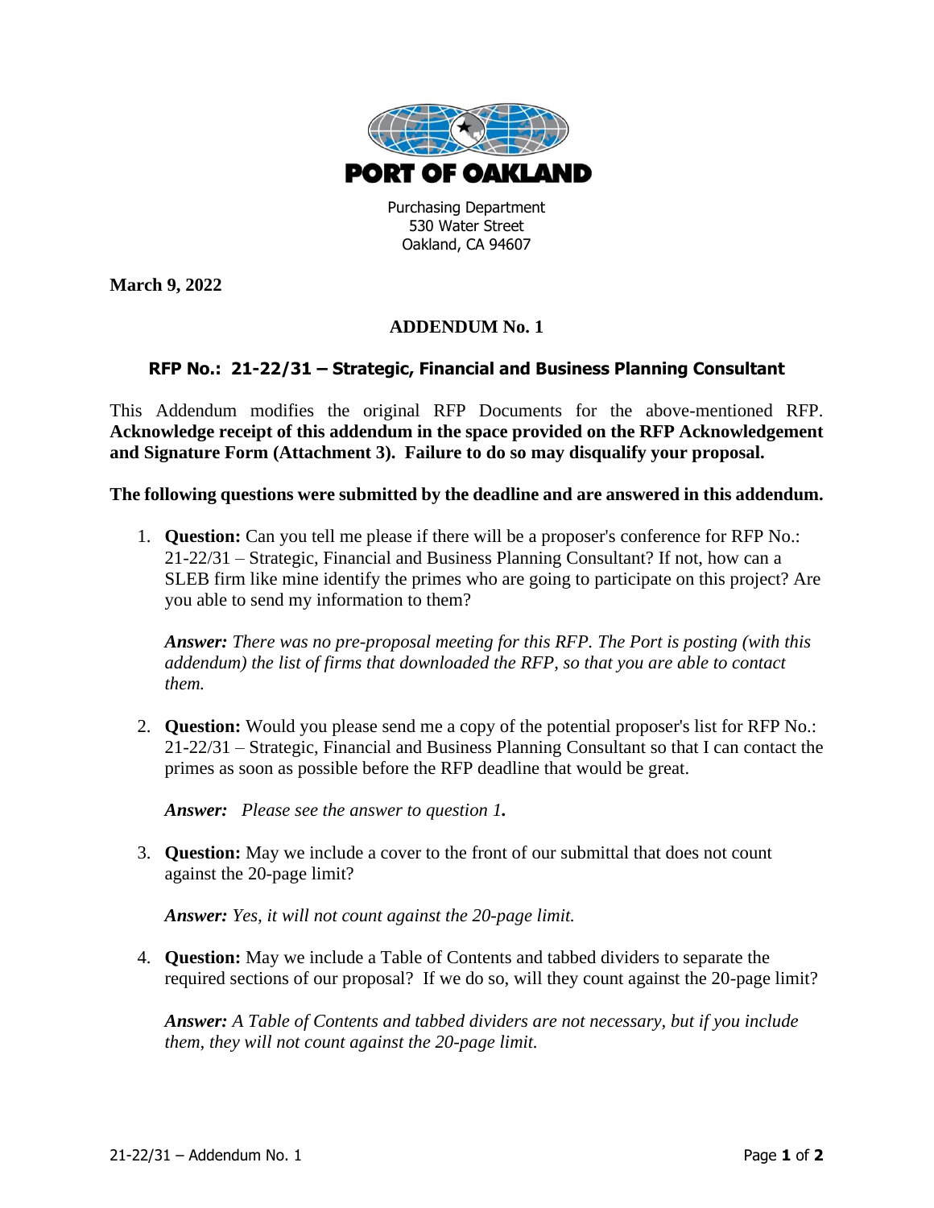**PORT OF OAKLAND**

Purchasing Department
530 Water Street
Oakland, CA 94607

**March 9, 2022**

## ADDENDUM No. 1

### RFP No.: 21-22/31 – Strategic, Financial and Business Planning Consultant

This Addendum modifies the original RFP Documents for the above-mentioned RFP. **Acknowledge receipt of this addendum in the space provided on the RFP Acknowledgement and Signature Form (Attachment 3). Failure to do so may disqualify your proposal.**

**The following questions were submitted by the deadline and are answered in this addendum.**

1. **Question:** Can you tell me please if there will be a proposer's conference for RFP No.: 21-22/31 – Strategic, Financial and Business Planning Consultant? If not, how can a SLEB firm like mine identify the primes who are going to participate on this project? Are you able to send my information to them?

   ***Answer:*** *There was no pre-proposal meeting for this RFP. The Port is posting (with this addendum) the list of firms that downloaded the RFP, so that you are able to contact them.*

2. **Question:** Would you please send me a copy of the potential proposer's list for RFP No.: 21-22/31 – Strategic, Financial and Business Planning Consultant so that I can contact the primes as soon as possible before the RFP deadline that would be great.

   ***Answer:*** *Please see the answer to question 1.*

3. **Question:** May we include a cover to the front of our submittal that does not count against the 20-page limit?

   ***Answer:*** *Yes, it will not count against the 20-page limit.*

4. **Question:** May we include a Table of Contents and tabbed dividers to separate the required sections of our proposal? If we do so, will they count against the 20-page limit?

   ***Answer:*** *A Table of Contents and tabbed dividers are not necessary, but if you include them, they will not count against the 20-page limit.*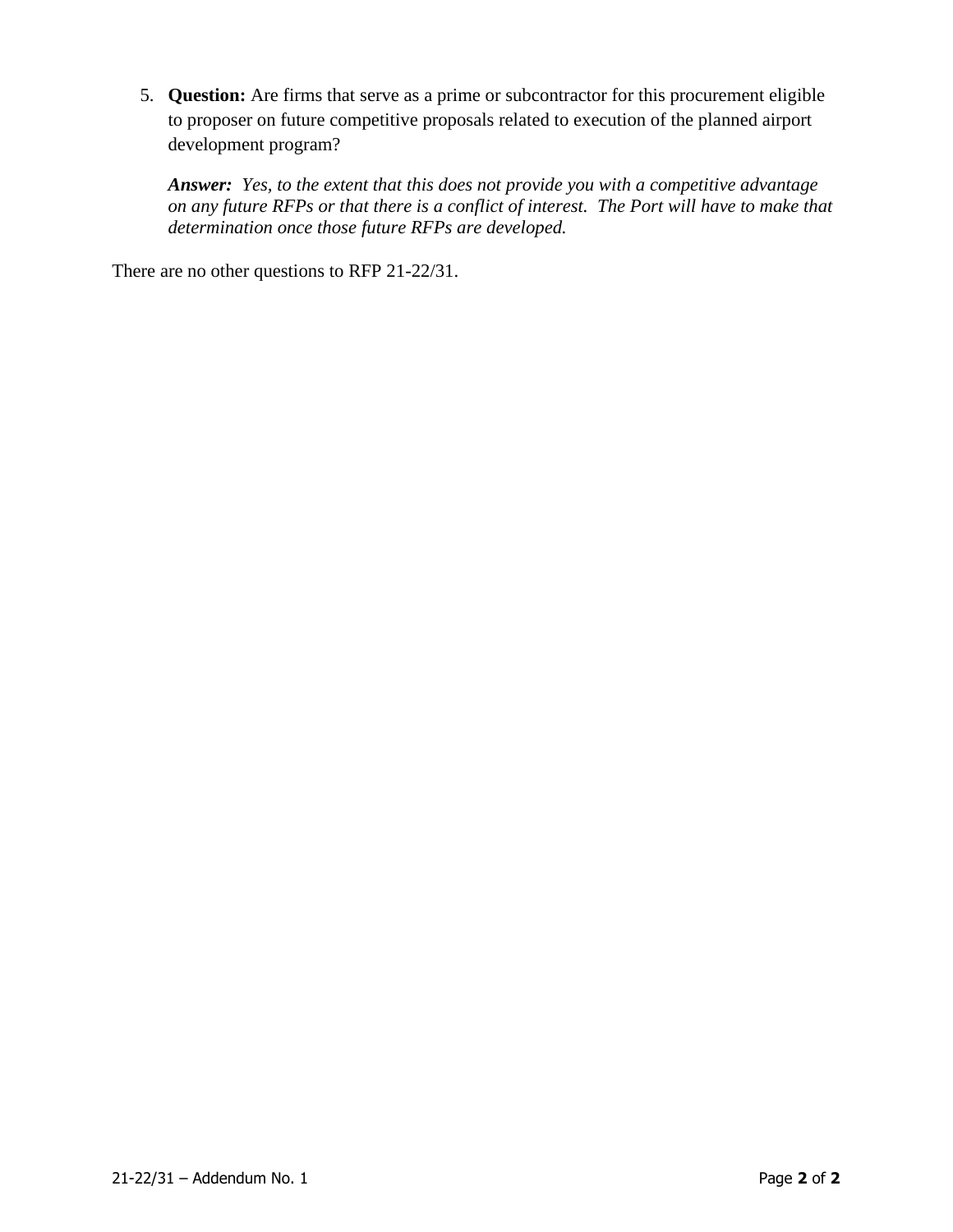5. **Question:** Are firms that serve as a prime or subcontractor for this procurement eligible to proposer on future competitive proposals related to execution of the planned airport development program?

   ***Answer:*** *Yes, to the extent that this does not provide you with a competitive advantage on any future RFPs or that there is a conflict of interest. The Port will have to make that determination once those future RFPs are developed.*

There are no other questions to RFP 21-22/31.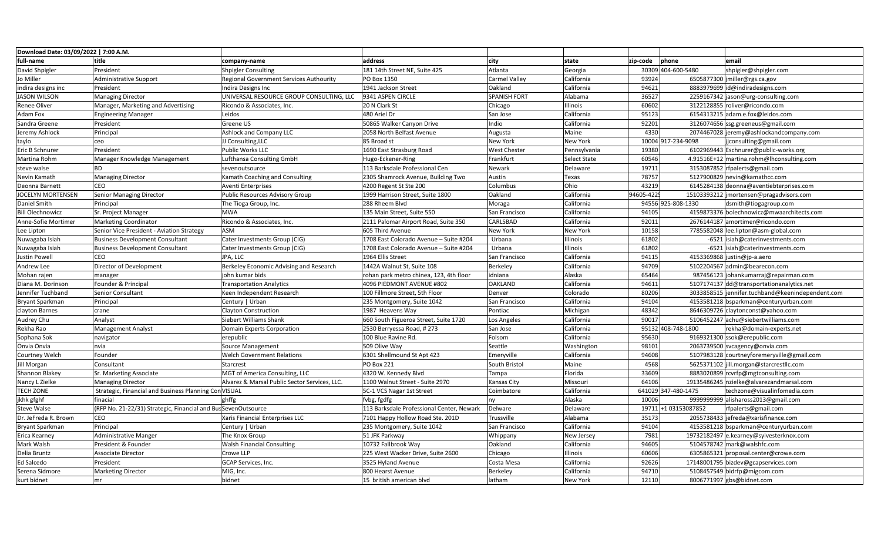| Download Date: 03/09/2022 \| 7:00 A.M. | | | | | | | | |
|---|---|---|---|---|---|---|---|---|
| full-name | title | company-name | address | city | state | zip-code | phone | email |
| David Shpigler | President | Shpigler Consulting | 181 14th Street NE, Suite 425 | Atlanta | Georgia | 30309 | 404-600-5480 | shpigler@shpigler.com |
| Jo Miller | Administrative Support | Regional Government Services Authourity | PO Box 1350 | Carmel Valley | California | 93924 | 6505877300 | jmiller@rgs.ca.gov |
| indira designs inc | President | Indira Designs Inc | 1941 Jackson Street | Oakland | California | 94621 | 8883979699 | id@indiradesigns.com |
| JASON WILSON | Managing Director | UNIVERSAL RESOURCE GROUP CONSULTING, LLC | 9341 ASPEN CIRCLE | SPANISH FORT | Alabama | 36527 | 2259167342 | jason@urg-consulting.com |
| Renee Oliver | Manager, Marketing and Advertising | Ricondo & Associates, Inc. | 20 N Clark St | Chicago | Illinois | 60602 | 3122128855 | roliver@ricondo.com |
| Adam Fox | Engineering Manager | Leidos | 480 Ariel Dr | San Jose | California | 95123 | 6154313215 | adam.e.fox@leidos.com |
| Sandra Greene | President | Greene US | 50865 Walker Canyon Drive | Indio | California | 92201 | 3126074656 | ssg.greeneus@gmail.com |
| Jeremy Ashlock | Principal | Ashlock and Company LLC | 2058 North Belfast Avenue | Augusta | Maine | 4330 | 2074467028 | jeremy@ashlockandcompany.com |
| taylo | ceo | JJ Consulting,LLC | 85 Broad st | New York | New York | 10004 | 917-234-9098 | jjconsulting@gmail.com |
| Eric B Schnurer | President | Public Works LLC | 1690 East Strasburg Road | West Chester | Pennsylvania | 19380 | 6102969443 | Eschnurer@public-works.org |
| Martina Rohm | Manager Knowledge Management | Lufthansa Consulting GmbH | Hugo-Eckener-Ring | Frankfurt | Select State | 60546 | 4.91516E+12 | martina.rohm@lhconsulting.com |
| steve walse | BD | sevenoutsource | 113 Barksdale Professional Cen | Newark | Delaware | 19711 | 3153087852 | rfpalerts@gmail.com |
| Nevin Kamath | Managing Director | Kamath Coaching and Consulting | 2305 Shamrock Avenue, Building Two | Austin | Texas | 78757 | 5127900829 | nevin@kamathcc.com |
| Deonna Barnett | CEO | Aventi Enterprises | 4200 Regent St Ste 200 | Columbus | Ohio | 43219 | 6145284138 | deonna@aventiebterprises.com |
| JOCELYN MORTENSEN | Senior Managing Director | Public Resources Advisory Group | 1999 Harrison Street, Suite 1800 | Oakland | California | 94605-4225 | 15103393212 | jmortensen@pragadvisors.com |
| Daniel Smith | Principal | The Tioga Group, Inc. | 288 Rheem Blvd | Moraga | California | 94556 | 925-808-1330 | dsmith@tiogagroup.com |
| Bill Olechnowicz | Sr. Project Manager | MWA | 135 Main Street, Suite 550 | San Francisco | California | 94105 | 4159873376 | bolechnowicz@mwaarchitects.com |
| Anne-Sofie Mortimer | Marketing Coordinator | Ricondo & Associates, Inc. | 2111 Palomar Airport Road, Suite 350 | CARLSBAD | California | 92011 | 2676144187 | amortimer@ricondo.com |
| Lee Lipton | Senior Vice President - Aviation Strategy | ASM | 605 Third Avenue | New York | New York | 10158 | 7785582048 | lee.lipton@asm-global.com |
| Nuwagaba Isiah | Business Development Consultant | Cater Investments Group (CIG) | 1708 East Colorado Avenue – Suite #204 | Urbana | Illinois | 61802 | -6521 | isiah@caterinvestments.com |
| Nuwagaba Isiah | Business Development Consultant | Cater Investments Group (CIG) | 1708 East Colorado Avenue – Suite #204 | Urbana | Illinois | 61802 | -6521 | isiah@caterinvestments.com |
| Justin Powell | CEO | JPA, LLC | 1964 Ellis Street | San Francisco | California | 94115 | 4153369868 | justin@jp-a.aero |
| Andrew Lee | Director of Development | Berkeley Economic Advising and Research | 1442A Walnut St, Suite 108 | Berkeley | California | 94709 | 5102204567 | admin@bearecon.com |
| Mohan rajen | manager | john kumar bids | rohan park metro chinea, 123, 4th floor | idniana | Alaska | 65464 | 987456123 | johankumarraj@repairman.com |
| Diana M. Dorinson | Founder & Principal | Transportation Analytics | 4096 PIEDMONT AVENUE #802 | OAKLAND | California | 94611 | 5107174137 | dd@transportationanalytics.net |
| Jennifer Tuchband | Senior Consultant | Keen Independent Research | 100 Fillmore Street, 5th Floor | Denver | Colorado | 80206 | 3033858515 | jennifer.tuchband@keenindependent.com |
| Bryant Sparkman | Principal | Century \| Urban | 235 Montgomery, Suite 1042 | San Francisco | California | 94104 | 4153581218 | bsparkman@centuryurban.com |
| clayton Barnes | crane | Clayton Construction | 1987 Heavens Way | Pontiac | Michigan | 48342 | 8646309726 | claytonconst@yahoo.com |
| Audrey Chu | Analyst | Siebert Williams Shank | 660 South Figueroa Street, Suite 1720 | Los Angeles | California | 90017 | 5106452247 | achu@siebertwilliams.com |
| Rekha Rao | Management Analyst | Domain Experts Corporation | 2530 Berryessa Road, # 273 | San Jose | California | 95132 | 408-748-1800 | rekha@domain-experts.net |
| Sophana Sok | navigator | erepublic | 100 Blue Ravine Rd. | Folsom | California | 95630 | 9169321300 | ssok@erepublic.com |
| Onvia Onvia | nvia | Source Management | 509 Olive Way | Seattle | Washington | 98101 | 2063739500 | svcagency@onvia.com |
| Courtney Welch | Founder | Welch Government Relations | 6301 Shellmound St Apt 423 | Emeryville | California | 94608 | 5107983128 | courtneyforemeryville@gmail.com |
| Jill Morgan | Consultant | Starcrest | PO Box 221 | South Bristol | Maine | 4568 | 5625371102 | jill.morgan@starcrestllc.com |
| Shannon Blakey | Sr. Marketing Associate | MGT of America Consulting, LLC | 4320 W. Kennedy Blvd | Tampa | Florida | 33609 | 8883020899 | rcvrfp@mgtconsulting.com |
| Nancy L Zielke | Managing Director | Alvarez & Marsal Public Sector Services, LLC. | 1100 Walnut Street - Suite 2970 | Kansas City | Missouri | 64106 | 19135486245 | nzielke@alvarezandmarsal.com |
| TECH ZONE | Strategic, Financial and Business Planning Con | VISUAL | 5C-1 VCS Nagar 1st Street | Coimbatore | California | 641029 | 347-480-1475 | techzone@visualinfomedia.com |
| jkhk gfghf | finacial | ghffg | fvbg, fgdfg | ny | Alaska | 10006 | 9999999999 | alishaross2013@gmail.com |
| Steve Walse | (RFP No. 21-22/31) Strategic, Financial and Bus | SevenOutsource | 113 Barksdale Professional Center, Newark | Delware | Delaware | 19711 | +1 03153087852 | rfpalerts@gmail.com |
| Dr. JeFreda R. Brown | CEO | Xaris Financial Enterprises LLC | 7101 Happy Hollow Road Ste. 201D | Trussville | Alabama | 35173 | 2055738433 | jefreda@xarisfinance.com |
| Bryant Sparkman | Principal | Century \| Urban | 235 Montgomery, Suite 1042 | San Francisco | California | 94104 | 4153581218 | bsparkman@centuryurban.com |
| Erica Kearney | Administrative Manger | The Knox Group | 51 JFK Parkway | Whippany | New Jersey | 7981 | 19732182497 | e.kearney@sylvesterknox.com |
| Mark Walsh | President & Founder | Walsh Financial Consulting | 10732 Fallbrook Way | Oakland | California | 94605 | 5104578742 | mark@walshfc.com |
| Delia Bruntz | Associate Director | Crowe LLP | 225 West Wacker Drive, Suite 2600 | Chicago | Illinois | 60606 | 6305865321 | proposal.center@crowe.com |
| Ed Salcedo | President | GCAP Services, Inc. | 3525 Hyland Avenue | Costa Mesa | California | 92626 | 17148001795 | bizdev@gcapservices.com |
| Serena Sidmore | Marketing Director | MIG, Inc. | 800 Hearst Avenue | Berkeley | California | 94710 | 5108457549 | bidrfp@migcom.com |
| kurt bidnet | mr | bidnet | 15 british american blvd | latham | New York | 12110 | 8006771997 | gbs@bidnet.com |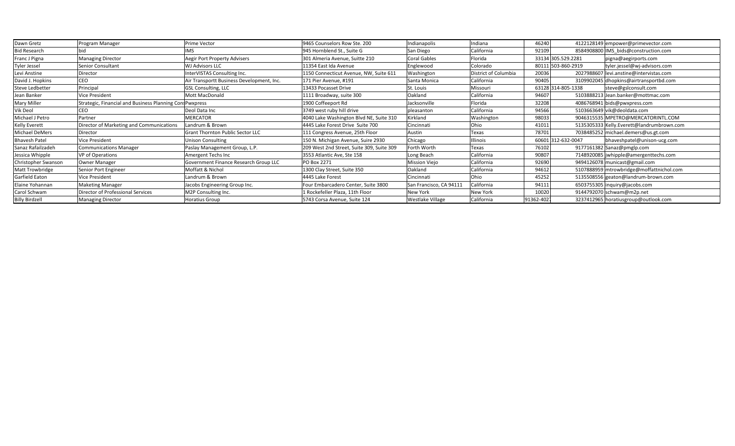| | | | | | | | | |
|---|---|---|---|---|---|---|---|---|
| Dawn Gretz | Program Manager | Prime Vector | 9465 Counselors Row Ste. 200 | Indianapolis | Indiana | 46240 | 4122128149 | empower@primevector.com |
| Bid Research | bid | IMS | 945 Hornblend St., Suite G | San Diego | California | 92109 | 8584908800 | IMS_bids@construction.com |
| Franc J Pigna | Managing Director | Aegir Port Property Advisers | 301 Almeria Avenue, Suitte 210 | Coral Gables | Florida | 33134 | 305.529.2281 | pigna@aegirports.com |
| Tyler Jessel | Senior Consultant | WJ Advisors LLC | 11354 East Ida Avenue | Englewood | Colorado | 80111 | 503-860-2919 | tyler.jessel@wj-advisors.com |
| Levi Anstine | Director | InterVISTAS Consulting Inc. | 1150 Connecticut Avenue, NW, Suite 611 | Washington | District of Columbia | 20036 | 2027988607 | levi.anstine@intervistas.com |
| David J. Hopkins | CEO | Air Transportt Business Development, Inc. | 171 Pier Avenue, #191 | Santa Monica | California | 90405 | 3109902045 | dhopkins@airtransportbd.com |
| Steve Ledbetter | Principal | GSL Consulting, LLC | 13433 Pocasset Drive | St. Louis | Missouri | 63128 | 314-805-1338 | steve@gslconsult.com |
| Jean Banker | Vice President | Mott MacDonald | 1111 Broadway, suite 300 | Oakland | California | 94607 | 5103888213 | Jean.banker@mottmac.com |
| Mary Miller | Strategic, Financial and Business Planning Cons | Pwxpress | 1900 Coffeeport Rd | Jacksonville | Florida | 32208 | 4086768941 | bids@pwxpress.com |
| Vik Deol | CEO | Deol Data Inc | 3749 west ruby hill drive | pleasanton | California | 94566 | 5103663649 | vik@deoldata.com |
| Michael J Petro | Partner | MERCATOR | 4040 Lake Washington Blvd NE, Suite 310 | Kirkland | Washington | 98033 | 9046315535 | MPETRO@MERCATORINTL.COM |
| Kelly Everett | Director of Marketing and Communications | Landrum & Brown | 4445 Lake Forest Drive Suite 700 | Cincinnati | Ohio | 41011 | 5135305333 | Kelly.Everett@landrumbrown.com |
| Michael DeMers | Director | Grant Thornton Public Sector LLC | 111 Congress Avenue, 25th Floor | Austin | Texas | 78701 | 7038485252 | michael.demers@us.gt.com |
| Bhavesh Patel | Vice President | Unison Consulting | 150 N. Michigan Avenue, Suire 2930 | Chicago | Illinois | 60601 | 312-632-0047 | bhaveshpatel@unison-ucg.com |
| Sanaz Rafailzadeh | Communications Manager | Paslay Management Group, L.P. | 209 West 2nd Street, Suite 309, Suite 309 | Forth Worth | Texas | 76102 | 9177161382 | Sanaz@pmglp.com |
| Jessica Whipple | VP of Operations | Amergent Techs Inc | 3553 Atlantic Ave, Ste 158 | Long Beach | California | 90807 | 7148920085 | jwhipple@amergenttechs.com |
| Christopher Swanson | Owner Manager | Government Finance Research Group LLC | PO Box 2271 | Mission Viejo | California | 92690 | 9494126078 | municast@gmail.com |
| Matt Trowbridge | Senior Port Engineer | Moffatt & Nichol | 1300 Clay Street, Suite 350 | Oakland | California | 94612 | 5107888959 | mtrowbridge@moffattnichol.com |
| Garfield Eaton | Vice President | Landrum & Brown | 4445 Lake Forest | Cincinnati | Ohio | 45252 | 5135508556 | geaton@landrum-brown.com |
| Elaine Yohannan | Maketing Manager | Jacobs Engineering Group Inc. | Four Embarcadero Center, Suite 3800 | San Francisco, CA 94111 | California | 94111 | 6503755305 | inquiry@jacobs.com |
| Carol Schwam | Director of Professional Services | M2P Consulting Inc. | 1 Rockefeller Plaza, 11th Floor | New York | New York | 10020 | 9144792070 | schwam@m2p.net |
| Billy Birdzell | Managing Director | Horatius Group | 5743 Corsa Avenue, Suite 124 | Westlake Village | California | 91362-402 | 3237412965 | horatiusgroup@outlook.com |